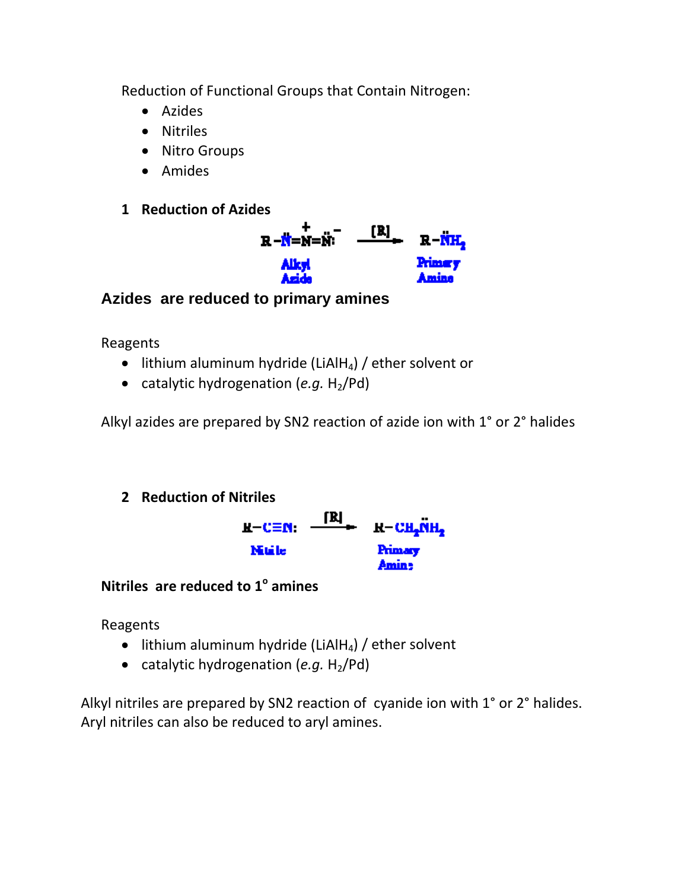Reduction of Functional Groups that Contain Nitrogen:

- Azides
- Nitriles
- Nitro Groups
- Amides

## 1 Reduction of Azides

$$R-\ddot{N}=\overset{+}{N}=\ddot{N}^{-} \xrightarrow{[R]} R-\ddot{N}H_2$$

Alkyl Azide → Primary Amine

**Azides are reduced to primary amines**

Reagents

- lithium aluminum hydride ($LiAlH_4$) / ether solvent or
- catalytic hydrogenation (*e.g.* $H_2$/Pd)

Alkyl azides are prepared by SN2 reaction of azide ion with 1° or 2° halides

## 2 Reduction of Nitriles

$$R-C\equiv N: \xrightarrow{[R]} R-CH_2\ddot{N}H_2$$

Nitrile → Primary Amine

**Nitriles are reduced to 1° amines**

Reagents

- lithium aluminum hydride ($LiAlH_4$) / ether solvent
- catalytic hydrogenation (*e.g.* $H_2$/Pd)

Alkyl nitriles are prepared by SN2 reaction of cyanide ion with 1° or 2° halides.
Aryl nitriles can also be reduced to aryl amines.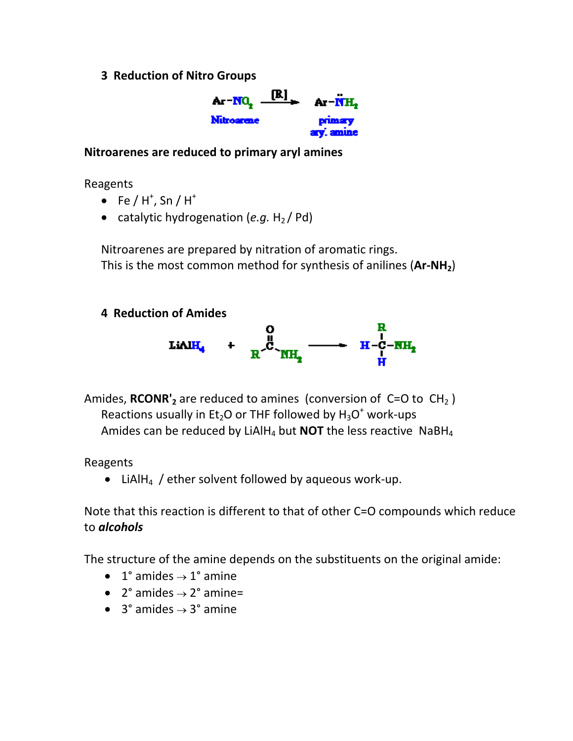### 3 Reduction of Nitro Groups

$$\underset{\text{Nitroarene}}{Ar{-}NO_2} \xrightarrow{[R]} \underset{\text{primary ary. amine}}{Ar{-}\ddot{N}H_2}$$

**Nitroarenes are reduced to primary aryl amines**

Reagents

- $Fe / H^+$, $Sn / H^+$
- catalytic hydrogenation (*e.g.* $H_2$ / Pd)

Nitroarenes are prepared by nitration of aromatic rings.
This is the most common method for synthesis of anilines (**$Ar{-}NH_2$**)

### 4 Reduction of Amides

$$LiAlH_4 \;+\; R{-}C(=O){-}NH_2 \longrightarrow H{-}C(R)(H){-}NH_2$$

Amides, **$RCONR'_2$** are reduced to amines (conversion of C=O to $CH_2$ )
Reactions usually in $Et_2O$ or THF followed by $H_3O^+$ work-ups
Amides can be reduced by $LiAlH_4$ but **NOT** the less reactive $NaBH_4$

Reagents

- $LiAlH_4$ / ether solvent followed by aqueous work-up.

Note that this reaction is different to that of other C=O compounds which reduce to ***alcohols***

The structure of the amine depends on the substituents on the original amide:

- 1° amides $\rightarrow$ 1° amine
- 2° amides $\rightarrow$ 2° amine=
- 3° amides $\rightarrow$ 3° amine